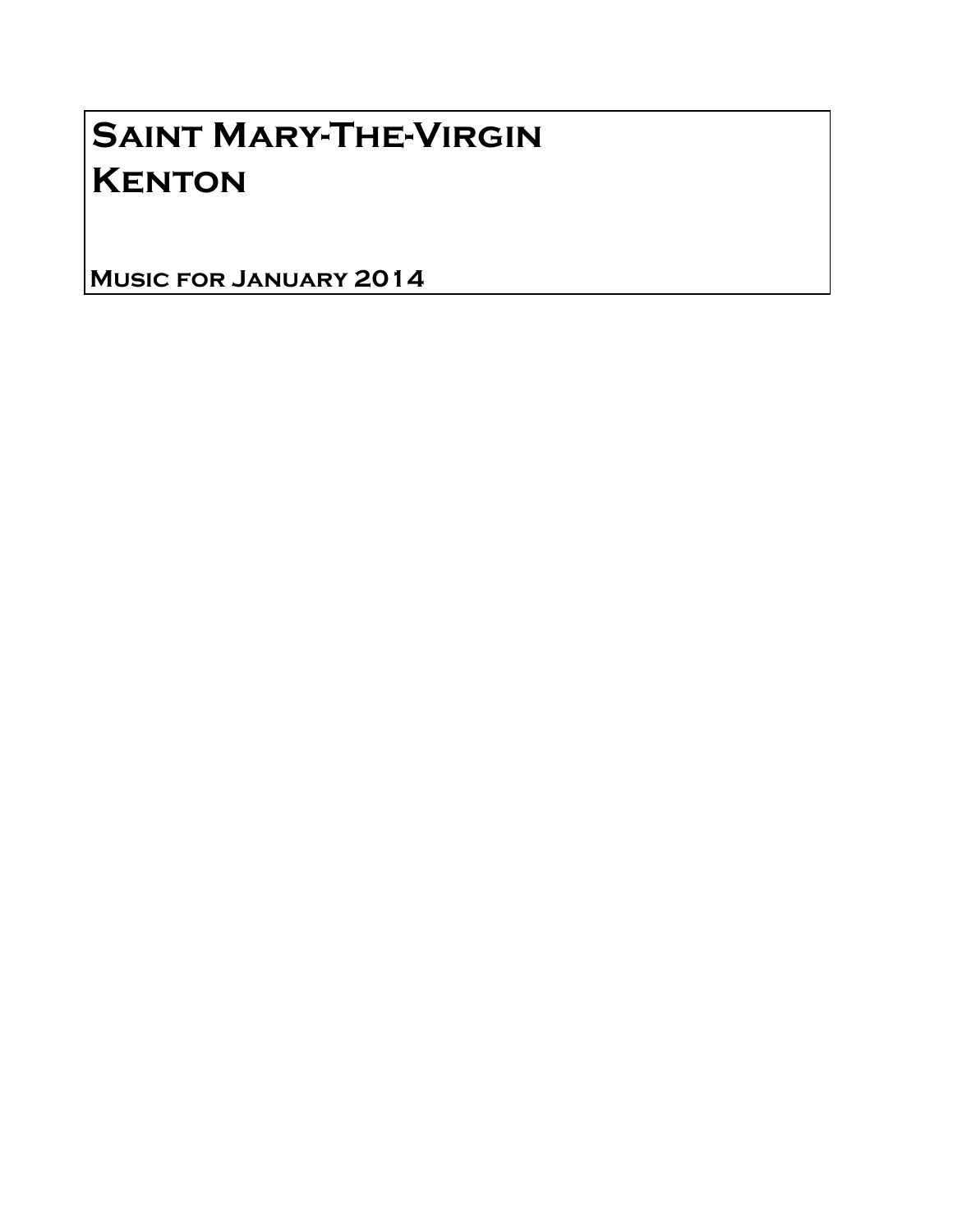# Saint Mary-The-Virgin
# Kenton

**Music for January 2014**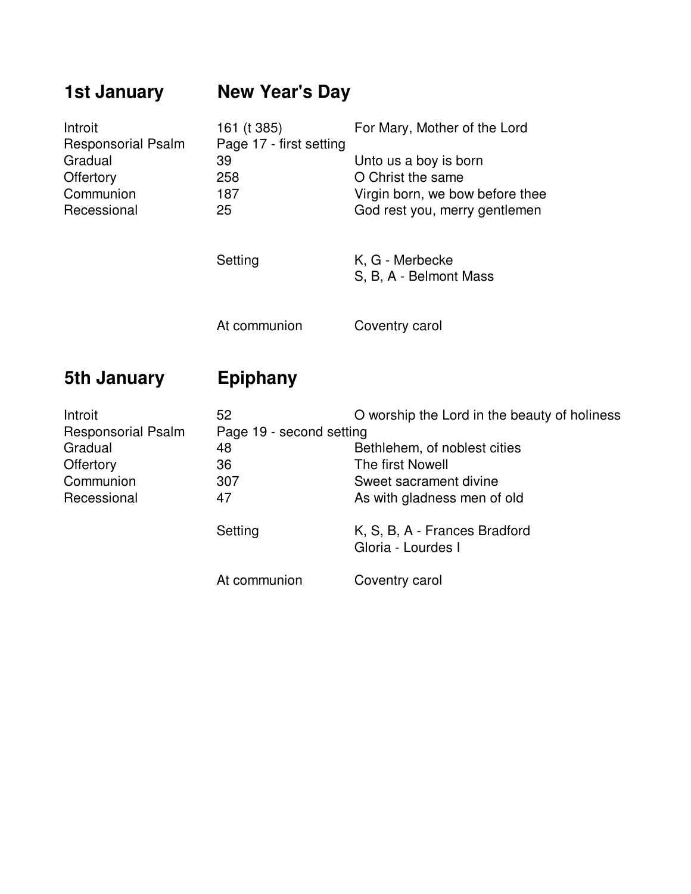## 1st January — New Year's Day

| | | |
|---|---|---|
| Introit | 161 (t 385) | For Mary, Mother of the Lord |
| Responsorial Psalm | Page 17 - first setting | |
| Gradual | 39 | Unto us a boy is born |
| Offertory | 258 | O Christ the same |
| Communion | 187 | Virgin born, we bow before thee |
| Recessional | 25 | God rest you, merry gentlemen |
| | Setting | K, G - Merbecke<br>S, B, A - Belmont Mass |
| | At communion | Coventry carol |

## 5th January — Epiphany

| | | |
|---|---|---|
| Introit | 52 | O worship the Lord in the beauty of holiness |
| Responsorial Psalm | Page 19 - second setting | |
| Gradual | 48 | Bethlehem, of noblest cities |
| Offertory | 36 | The first Nowell |
| Communion | 307 | Sweet sacrament divine |
| Recessional | 47 | As with gladness men of old |
| | Setting | K, S, B, A - Frances Bradford<br>Gloria - Lourdes I |
| | At communion | Coventry carol |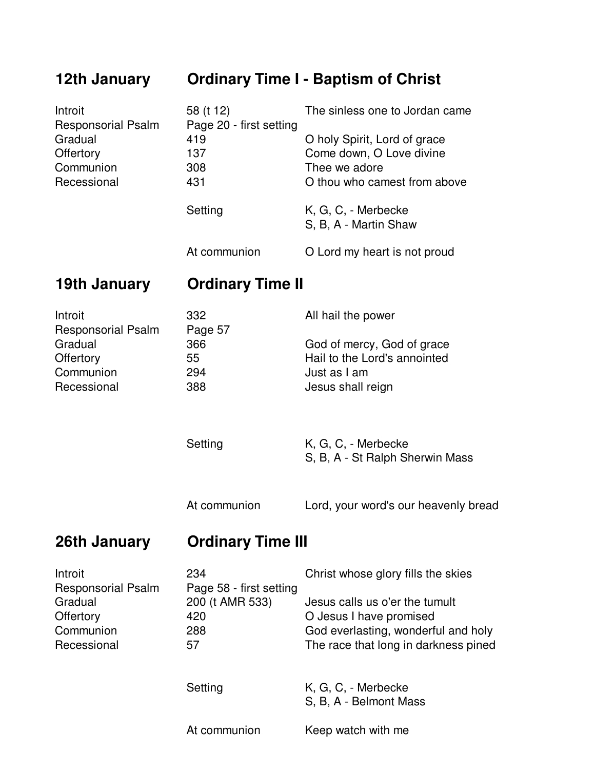## 12th January — Ordinary Time I - Baptism of Christ

| | | |
|---|---|---|
| Introit | 58 (t 12) | The sinless one to Jordan came |
| Responsorial Psalm | Page 20 - first setting | |
| Gradual | 419 | O holy Spirit, Lord of grace |
| Offertory | 137 | Come down, O Love divine |
| Communion | 308 | Thee we adore |
| Recessional | 431 | O thou who camest from above |
| | Setting | K, G, C, - Merbecke<br>S, B, A - Martin Shaw |
| | At communion | O Lord my heart is not proud |

## 19th January — Ordinary Time II

| | | |
|---|---|---|
| Introit | 332 | All hail the power |
| Responsorial Psalm | Page 57 | |
| Gradual | 366 | God of mercy, God of grace |
| Offertory | 55 | Hail to the Lord's annointed |
| Communion | 294 | Just as I am |
| Recessional | 388 | Jesus shall reign |
| | Setting | K, G, C, - Merbecke<br>S, B, A - St Ralph Sherwin Mass |
| | At communion | Lord, your word's our heavenly bread |

## 26th January — Ordinary Time III

| | | |
|---|---|---|
| Introit | 234 | Christ whose glory fills the skies |
| Responsorial Psalm | Page 58 - first setting | |
| Gradual | 200 (t AMR 533) | Jesus calls us o'er the tumult |
| Offertory | 420 | O Jesus I have promised |
| Communion | 288 | God everlasting, wonderful and holy |
| Recessional | 57 | The race that long in darkness pined |
| | Setting | K, G, C, - Merbecke<br>S, B, A - Belmont Mass |
| | At communion | Keep watch with me |